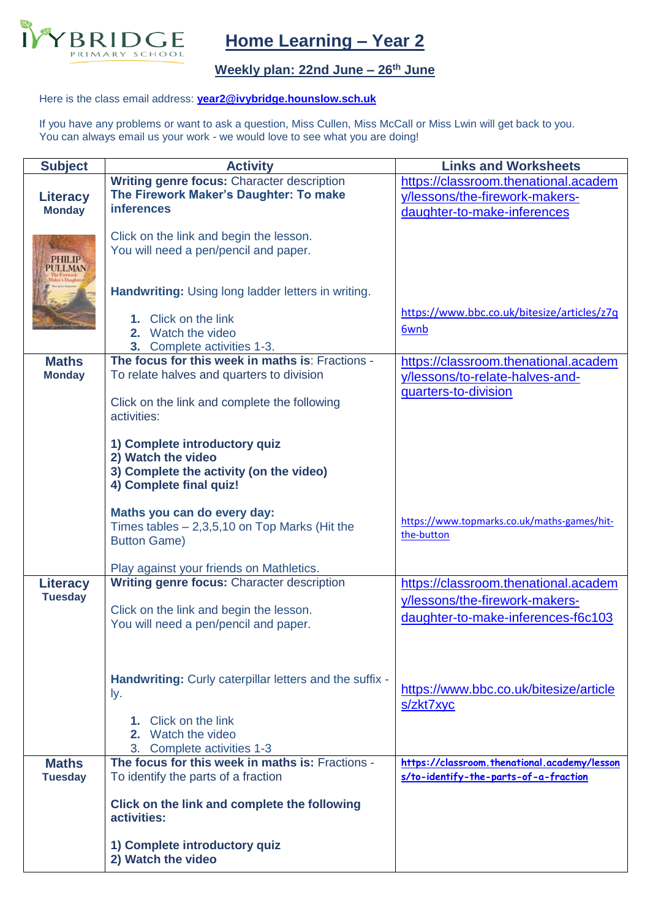# Home Learning – Year 2

## Weekly plan: 22nd June – 26th June

Here is the class email address: **year2@ivybridge.hounslow.sch.uk**

If you have any problems or want to ask a question, Miss Cullen, Miss McCall or Miss Lwin will get back to you.
You can always email us your work - we would love to see what you are doing!

| Subject | Activity | Links and Worksheets |
| --- | --- | --- |
| **Literacy** **Monday** | **Writing genre focus:** Character description<br>**The Firework Maker's Daughter: To make inferences**<br><br>Click on the link and begin the lesson.<br>You will need a pen/pencil and paper.<br><br>**Handwriting:** Using long ladder letters in writing.<br>1. Click on the link<br>2. Watch the video<br>3. Complete activities 1-3. | https://classroom.thenational.academy/lessons/the-firework-makers-daughter-to-make-inferences<br><br>https://www.bbc.co.uk/bitesize/articles/z7q6wnb |
| **Maths** **Monday** | **The focus for this week in maths is**: Fractions - To relate halves and quarters to division<br><br>Click on the link and complete the following activities:<br><br>**1) Complete introductory quiz**<br>**2) Watch the video**<br>**3) Complete the activity (on the video)**<br>**4) Complete final quiz!**<br><br>**Maths you can do every day:**<br>Times tables – 2,3,5,10 on Top Marks (Hit the Button Game)<br><br>Play against your friends on Mathletics. | https://classroom.thenational.academy/lessons/to-relate-halves-and-quarters-to-division<br><br>https://www.topmarks.co.uk/maths-games/hit-the-button |
| **Literacy** **Tuesday** | **Writing genre focus:** Character description<br><br>Click on the link and begin the lesson.<br>You will need a pen/pencil and paper.<br><br>**Handwriting:** Curly caterpillar letters and the suffix -ly.<br>1. Click on the link<br>2. Watch the video<br>3. Complete activities 1-3 | https://classroom.thenational.academy/lessons/the-firework-makers-daughter-to-make-inferences-f6c103<br><br>https://www.bbc.co.uk/bitesize/articles/zkt7xyc |
| **Maths** **Tuesday** | **The focus for this week in maths is:** Fractions - To identify the parts of a fraction<br><br>**Click on the link and complete the following activities:**<br><br>**1) Complete introductory quiz**<br>**2) Watch the video** | **https://classroom.thenational.academy/lessons/to-identify-the-parts-of-a-fraction** |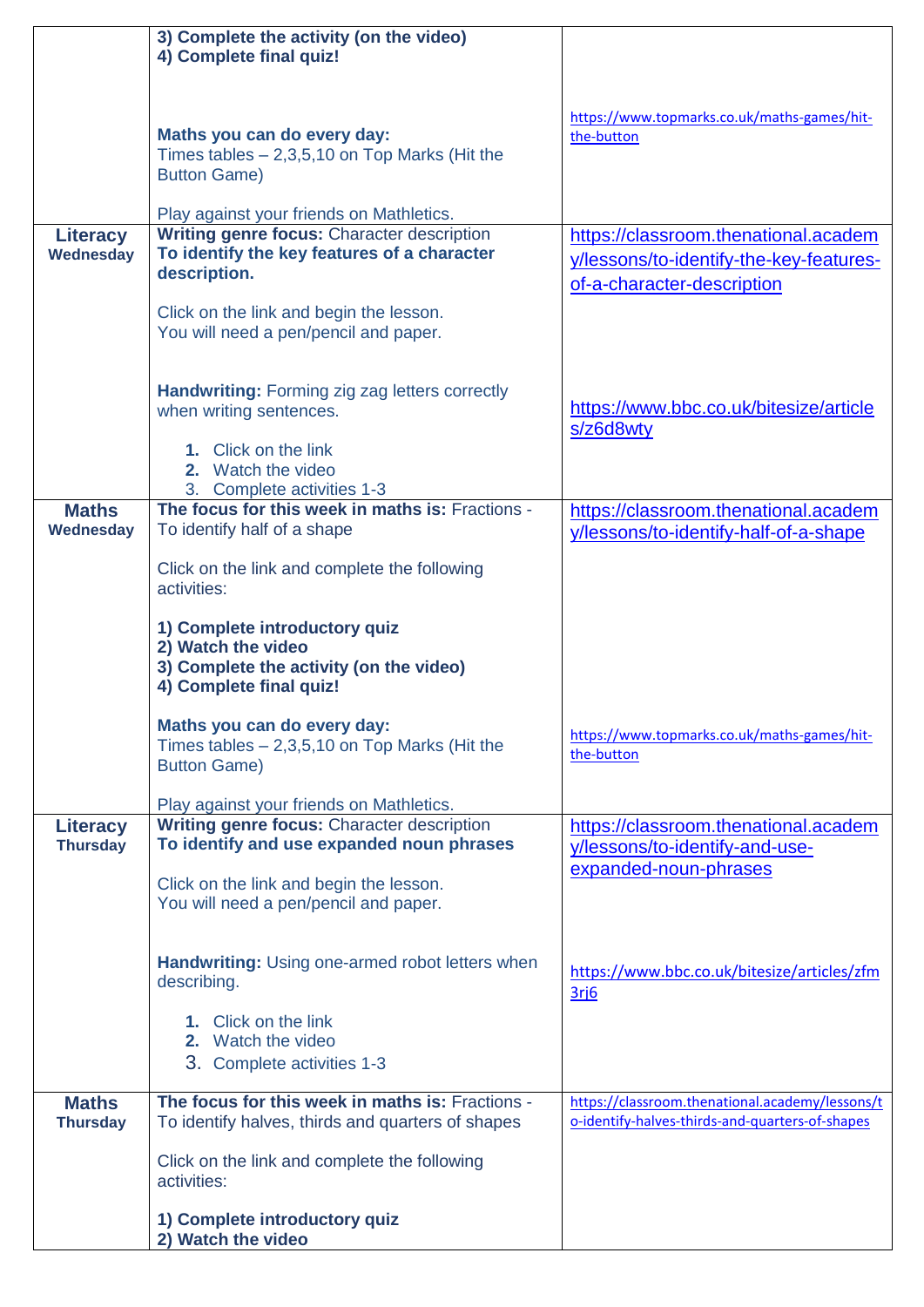| | | |
|---|---|---|
| | **3) Complete the activity (on the video)**<br>**4) Complete final quiz!**<br><br>**Maths you can do every day:**<br>Times tables – 2,3,5,10 on Top Marks (Hit the Button Game)<br><br>Play against your friends on Mathletics. | https://www.topmarks.co.uk/maths-games/hit-the-button |
| **Literacy**<br>**Wednesday** | **Writing genre focus:** Character description<br>**To identify the key features of a character description.**<br><br>Click on the link and begin the lesson.<br>You will need a pen/pencil and paper.<br><br>**Handwriting:** Forming zig zag letters correctly when writing sentences.<br><br>1. Click on the link<br>2. Watch the video<br>3. Complete activities 1-3 | https://classroom.thenational.academy/lessons/to-identify-the-key-features-of-a-character-description<br><br>https://www.bbc.co.uk/bitesize/articles/z6d8wty |
| **Maths**<br>**Wednesday** | **The focus for this week in maths is:** Fractions - To identify half of a shape<br><br>Click on the link and complete the following activities:<br><br>**1) Complete introductory quiz**<br>**2) Watch the video**<br>**3) Complete the activity (on the video)**<br>**4) Complete final quiz!**<br><br>**Maths you can do every day:**<br>Times tables – 2,3,5,10 on Top Marks (Hit the Button Game)<br><br>Play against your friends on Mathletics. | https://classroom.thenational.academy/lessons/to-identify-half-of-a-shape<br><br>https://www.topmarks.co.uk/maths-games/hit-the-button |
| **Literacy**<br>**Thursday** | **Writing genre focus:** Character description<br>**To identify and use expanded noun phrases**<br><br>Click on the link and begin the lesson.<br>You will need a pen/pencil and paper.<br><br>**Handwriting:** Using one-armed robot letters when describing.<br><br>1. Click on the link<br>2. Watch the video<br>3. Complete activities 1-3 | https://classroom.thenational.academy/lessons/to-identify-and-use-expanded-noun-phrases<br><br>https://www.bbc.co.uk/bitesize/articles/zfm3rj6 |
| **Maths**<br>**Thursday** | **The focus for this week in maths is:** Fractions - To identify halves, thirds and quarters of shapes<br><br>Click on the link and complete the following activities:<br><br>**1) Complete introductory quiz**<br>**2) Watch the video** | https://classroom.thenational.academy/lessons/to-identify-halves-thirds-and-quarters-of-shapes |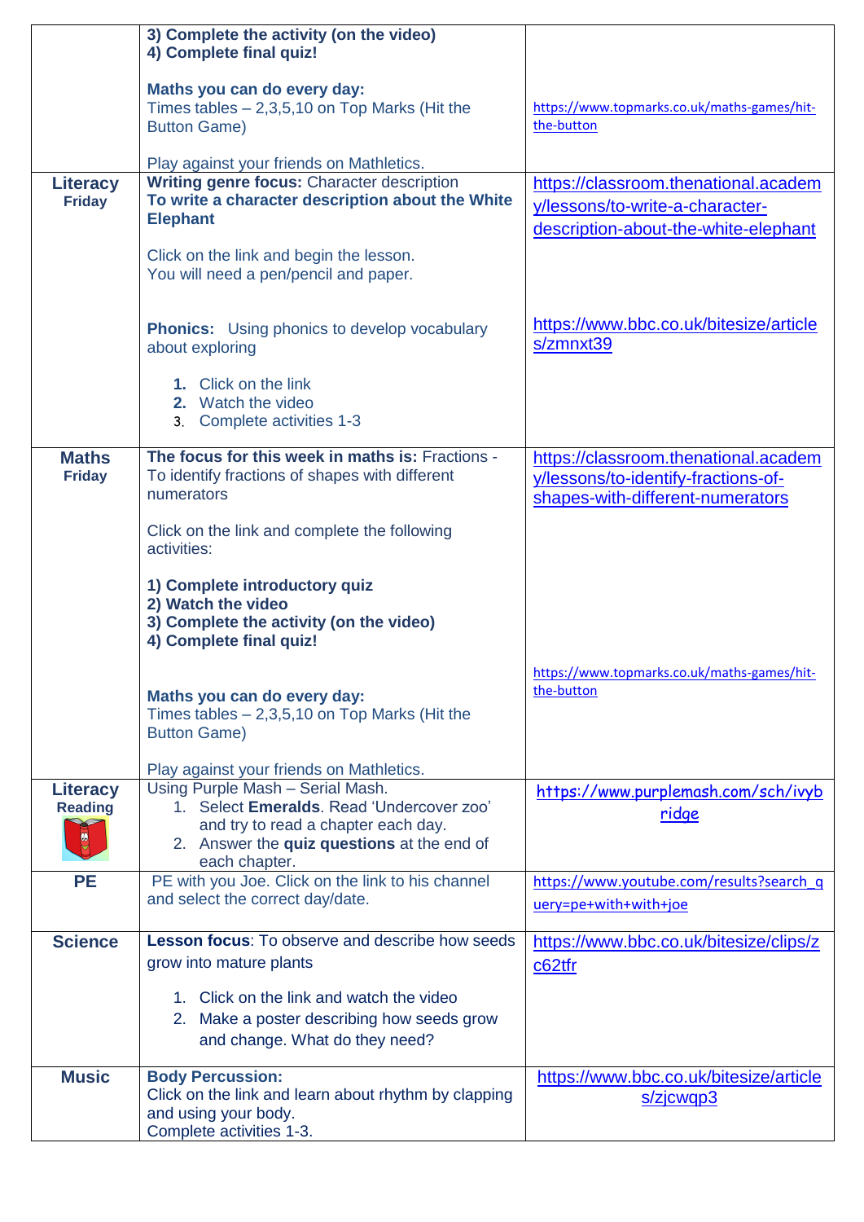| | | |
|---|---|---|
| | **3) Complete the activity (on the video)**<br>**4) Complete final quiz!**<br><br>**Maths you can do every day:**<br>Times tables – 2,3,5,10 on Top Marks (Hit the Button Game)<br><br>Play against your friends on Mathletics. | https://www.topmarks.co.uk/maths-games/hit-the-button |
| **Literacy**<br>**Friday** | **Writing genre focus:** Character description<br>**To write a character description about the White Elephant**<br><br>Click on the link and begin the lesson.<br>You will need a pen/pencil and paper.<br><br>**Phonics:** Using phonics to develop vocabulary about exploring<br><br>1. Click on the link<br>2. Watch the video<br>3. Complete activities 1-3 | https://classroom.thenational.academy/lessons/to-write-a-character-description-about-the-white-elephant<br><br>https://www.bbc.co.uk/bitesize/articles/zmnxt39 |
| **Maths**<br>**Friday** | **The focus for this week in maths is:** Fractions - To identify fractions of shapes with different numerators<br><br>Click on the link and complete the following activities:<br><br>**1) Complete introductory quiz**<br>**2) Watch the video**<br>**3) Complete the activity (on the video)**<br>**4) Complete final quiz!**<br><br>**Maths you can do every day:**<br>Times tables – 2,3,5,10 on Top Marks (Hit the Button Game)<br><br>Play against your friends on Mathletics. | https://classroom.thenational.academy/lessons/to-identify-fractions-of-shapes-with-different-numerators<br><br>https://www.topmarks.co.uk/maths-games/hit-the-button |
| **Literacy**<br>**Reading** | Using Purple Mash – Serial Mash.<br>1. Select **Emeralds**. Read 'Undercover zoo' and try to read a chapter each day.<br>2. Answer the **quiz questions** at the end of each chapter. | https://www.purplemash.com/sch/ivybridge |
| **PE** | PE with you Joe. Click on the link to his channel and select the correct day/date. | https://www.youtube.com/results?search_query=pe+with+with+joe |
| **Science** | **Lesson focus**: To observe and describe how seeds grow into mature plants<br><br>1. Click on the link and watch the video<br>2. Make a poster describing how seeds grow and change. What do they need? | https://www.bbc.co.uk/bitesize/clips/zc62tfr |
| **Music** | **Body Percussion:**<br>Click on the link and learn about rhythm by clapping and using your body.<br>Complete activities 1-3. | https://www.bbc.co.uk/bitesize/articles/zjcwqp3 |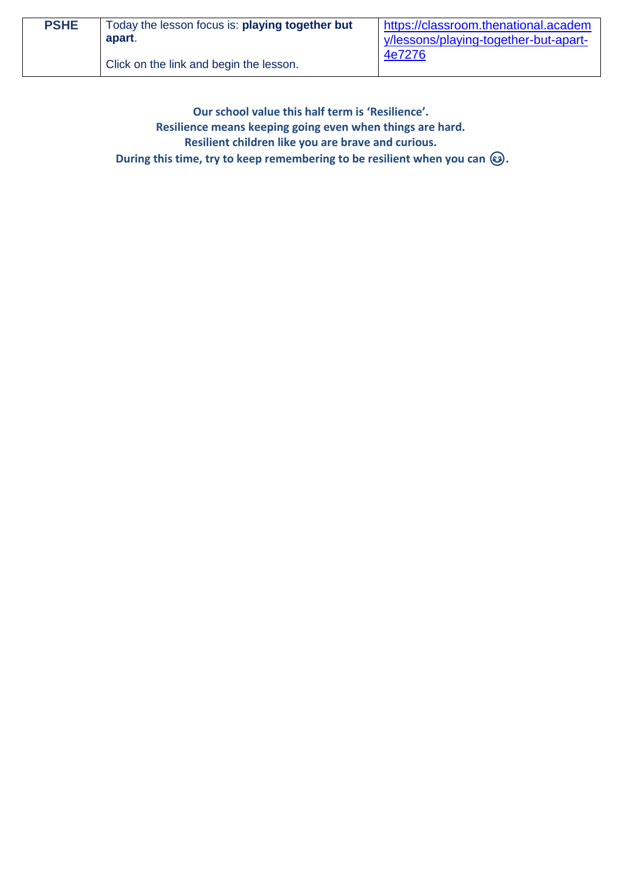| | | |
|---|---|---|
| **PSHE** | Today the lesson focus is: **playing together but apart**.<br><br>Click on the link and begin the lesson. | https://classroom.thenational.academy/lessons/playing-together-but-apart-4e7276 |

**Our school value this half term is 'Resilience'.**
**Resilience means keeping going even when things are hard.**
**Resilient children like you are brave and curious.**
**During this time, try to keep remembering to be resilient when you can 😉.**